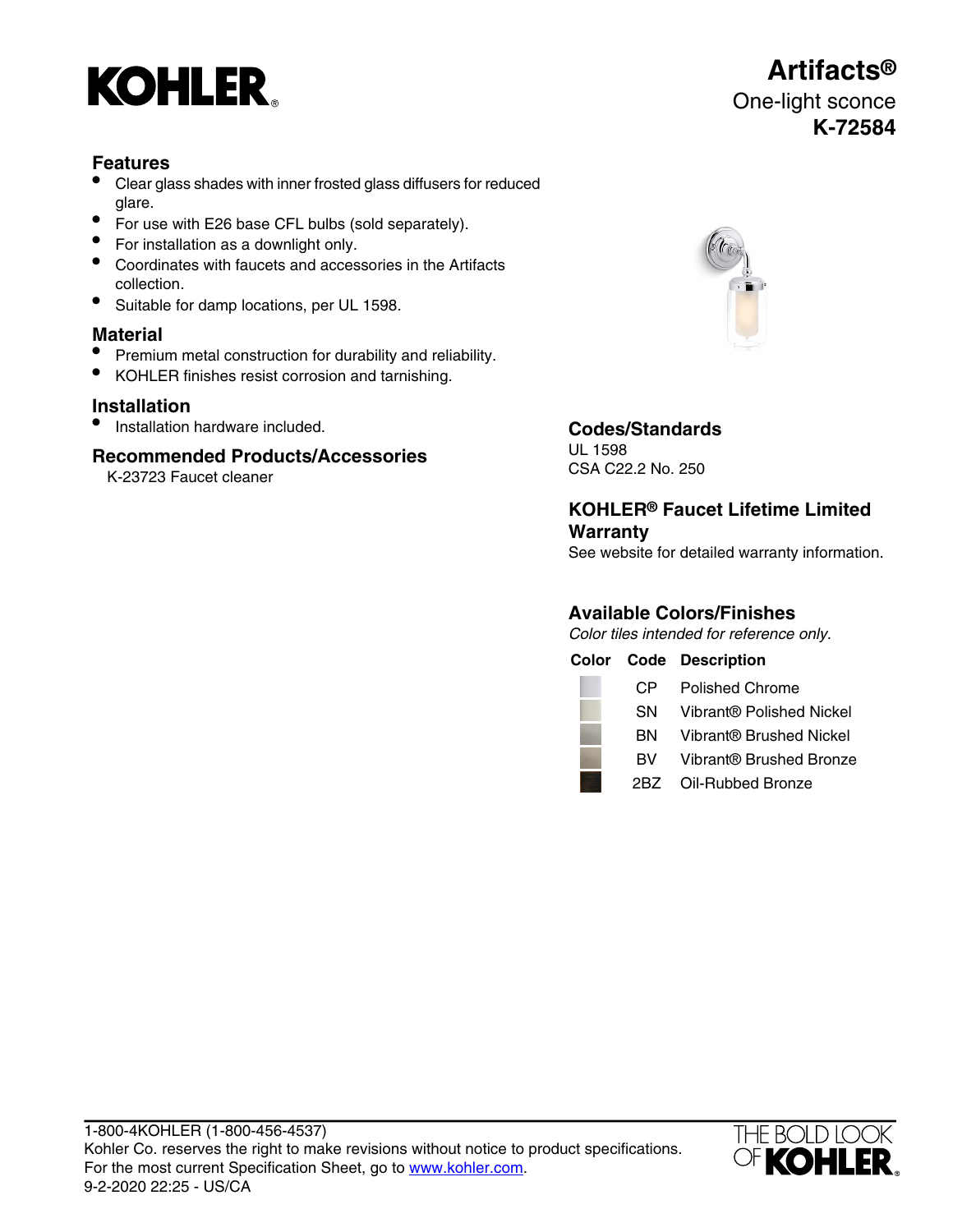# KOHLER

# Artifacts®

One-light sconce

**K-72584**

## Features

- Clear glass shades with inner frosted glass diffusers for reduced glare.
- For use with E26 base CFL bulbs (sold separately).
- For installation as a downlight only.
- Coordinates with faucets and accessories in the Artifacts collection.
- Suitable for damp locations, per UL 1598.

## Material

- Premium metal construction for durability and reliability.
- KOHLER finishes resist corrosion and tarnishing.

## Installation

- Installation hardware included.

## Recommended Products/Accessories

K-23723 Faucet cleaner

## Codes/Standards

UL 1598
CSA C22.2 No. 250

## KOHLER® Faucet Lifetime Limited Warranty

See website for detailed warranty information.

## Available Colors/Finishes

*Color tiles intended for reference only.*

| Color | Code | Description |
|---|---|---|
| | CP | Polished Chrome |
| | SN | Vibrant® Polished Nickel |
| | BN | Vibrant® Brushed Nickel |
| | BV | Vibrant® Brushed Bronze |
| | 2BZ | Oil-Rubbed Bronze |

1-800-4KOHLER (1-800-456-4537)
Kohler Co. reserves the right to make revisions without notice to product specifications.
For the most current Specification Sheet, go to www.kohler.com.
9-2-2020 22:25 - US/CA

THE BOLD LOOK OF KOHLER®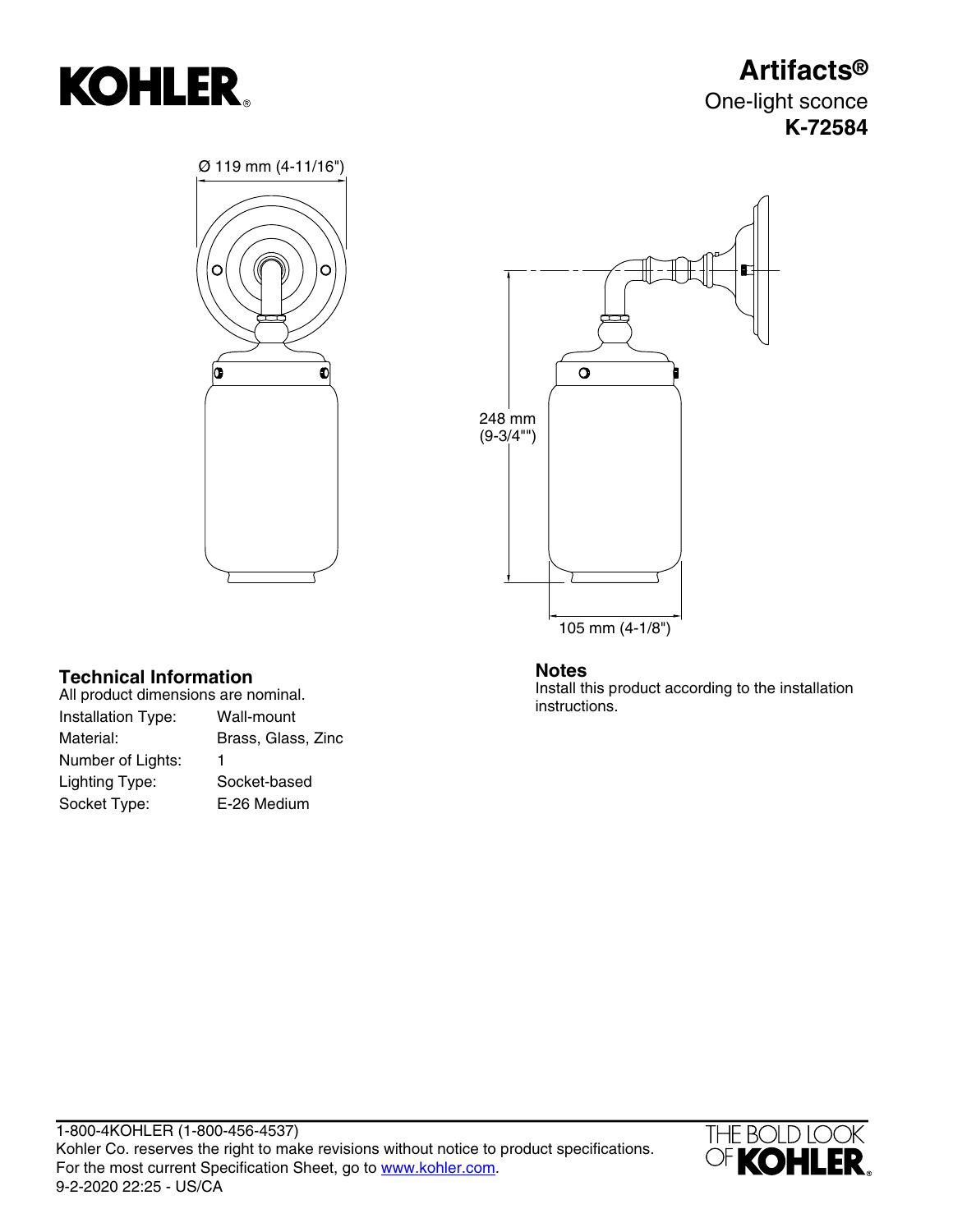# KOHLER

## Artifacts®

One-light sconce

**K-72584**

Ø 119 mm (4-11/16")

248 mm
(9-3/4"")

105 mm (4-1/8")

### Technical Information

All product dimensions are nominal.

| | |
|---|---|
| Installation Type: | Wall-mount |
| Material: | Brass, Glass, Zinc |
| Number of Lights: | 1 |
| Lighting Type: | Socket-based |
| Socket Type: | E-26 Medium |

### Notes

Install this product according to the installation instructions.

1-800-4KOHLER (1-800-456-4537)
Kohler Co. reserves the right to make revisions without notice to product specifications.
For the most current Specification Sheet, go to www.kohler.com.
9-2-2020 22:25 - US/CA

THE BOLD LOOK OF KOHLER.